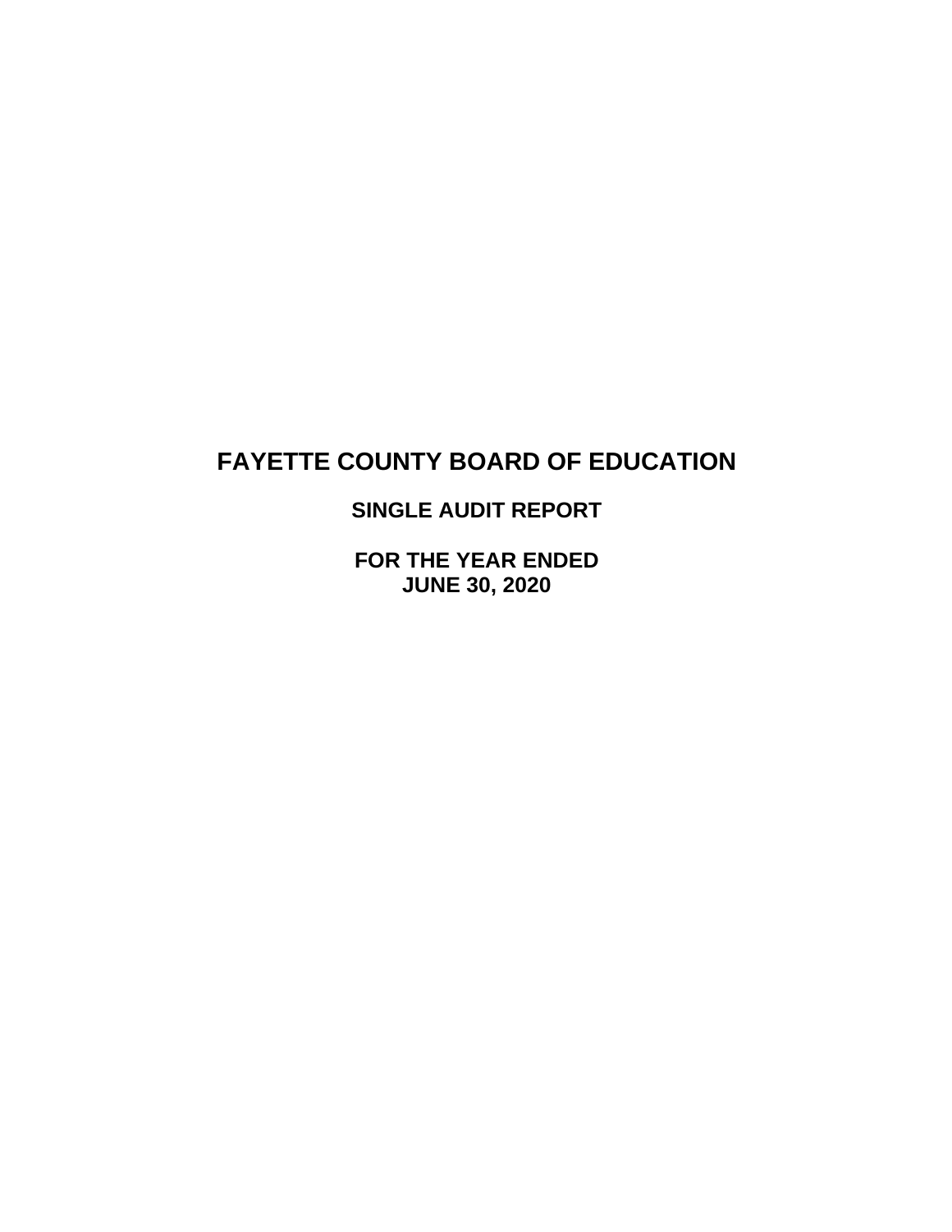# FAYETTE COUNTY BOARD OF EDUCATION

## SINGLE AUDIT REPORT

## FOR THE YEAR ENDED
## JUNE 30, 2020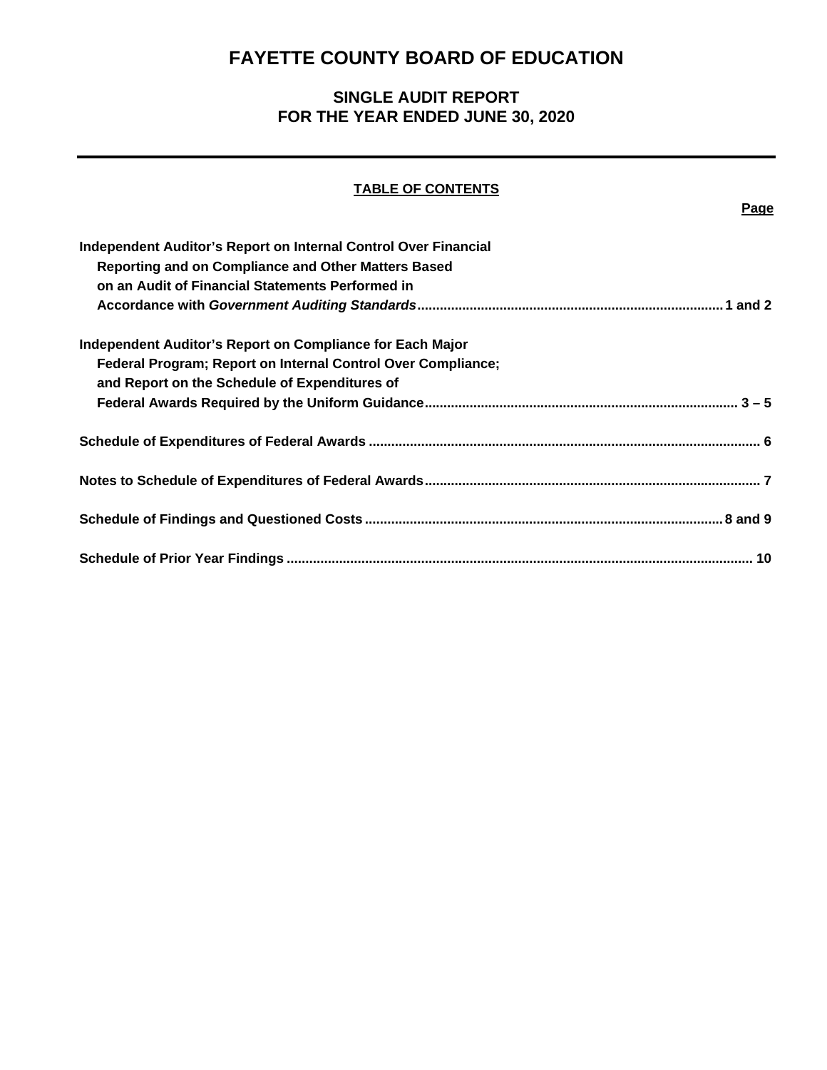# FAYETTE COUNTY BOARD OF EDUCATION

## SINGLE AUDIT REPORT
## FOR THE YEAR ENDED JUNE 30, 2020

### TABLE OF CONTENTS

| | Page |
|---|---|
| **Independent Auditor's Report on Internal Control Over Financial Reporting and on Compliance and Other Matters Based on an Audit of Financial Statements Performed in Accordance with *Government Auditing Standards*** | **1 and 2** |
| **Independent Auditor's Report on Compliance for Each Major Federal Program; Report on Internal Control Over Compliance; and Report on the Schedule of Expenditures of Federal Awards Required by the Uniform Guidance** | **3 – 5** |
| **Schedule of Expenditures of Federal Awards** | **6** |
| **Notes to Schedule of Expenditures of Federal Awards** | **7** |
| **Schedule of Findings and Questioned Costs** | **8 and 9** |
| **Schedule of Prior Year Findings** | **10** |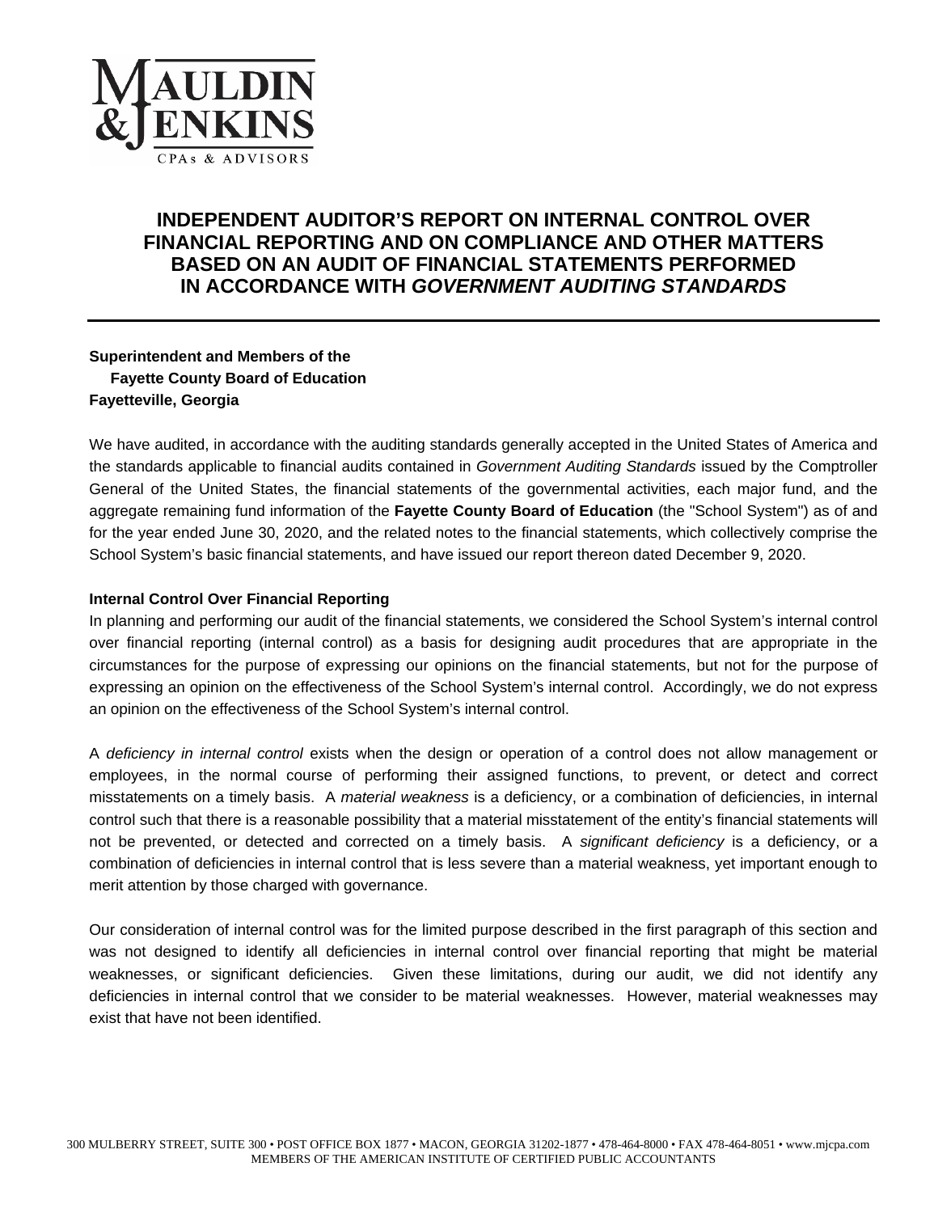# INDEPENDENT AUDITOR'S REPORT ON INTERNAL CONTROL OVER FINANCIAL REPORTING AND ON COMPLIANCE AND OTHER MATTERS BASED ON AN AUDIT OF FINANCIAL STATEMENTS PERFORMED IN ACCORDANCE WITH *GOVERNMENT AUDITING STANDARDS*

**Superintendent and Members of the**
**Fayette County Board of Education**
**Fayetteville, Georgia**

We have audited, in accordance with the auditing standards generally accepted in the United States of America and the standards applicable to financial audits contained in *Government Auditing Standards* issued by the Comptroller General of the United States, the financial statements of the governmental activities, each major fund, and the aggregate remaining fund information of the **Fayette County Board of Education** (the "School System") as of and for the year ended June 30, 2020, and the related notes to the financial statements, which collectively comprise the School System's basic financial statements, and have issued our report thereon dated December 9, 2020.

**Internal Control Over Financial Reporting**

In planning and performing our audit of the financial statements, we considered the School System's internal control over financial reporting (internal control) as a basis for designing audit procedures that are appropriate in the circumstances for the purpose of expressing our opinions on the financial statements, but not for the purpose of expressing an opinion on the effectiveness of the School System's internal control. Accordingly, we do not express an opinion on the effectiveness of the School System's internal control.

A *deficiency in internal control* exists when the design or operation of a control does not allow management or employees, in the normal course of performing their assigned functions, to prevent, or detect and correct misstatements on a timely basis. A *material weakness* is a deficiency, or a combination of deficiencies, in internal control such that there is a reasonable possibility that a material misstatement of the entity's financial statements will not be prevented, or detected and corrected on a timely basis. A *significant deficiency* is a deficiency, or a combination of deficiencies in internal control that is less severe than a material weakness, yet important enough to merit attention by those charged with governance.

Our consideration of internal control was for the limited purpose described in the first paragraph of this section and was not designed to identify all deficiencies in internal control over financial reporting that might be material weaknesses, or significant deficiencies. Given these limitations, during our audit, we did not identify any deficiencies in internal control that we consider to be material weaknesses. However, material weaknesses may exist that have not been identified.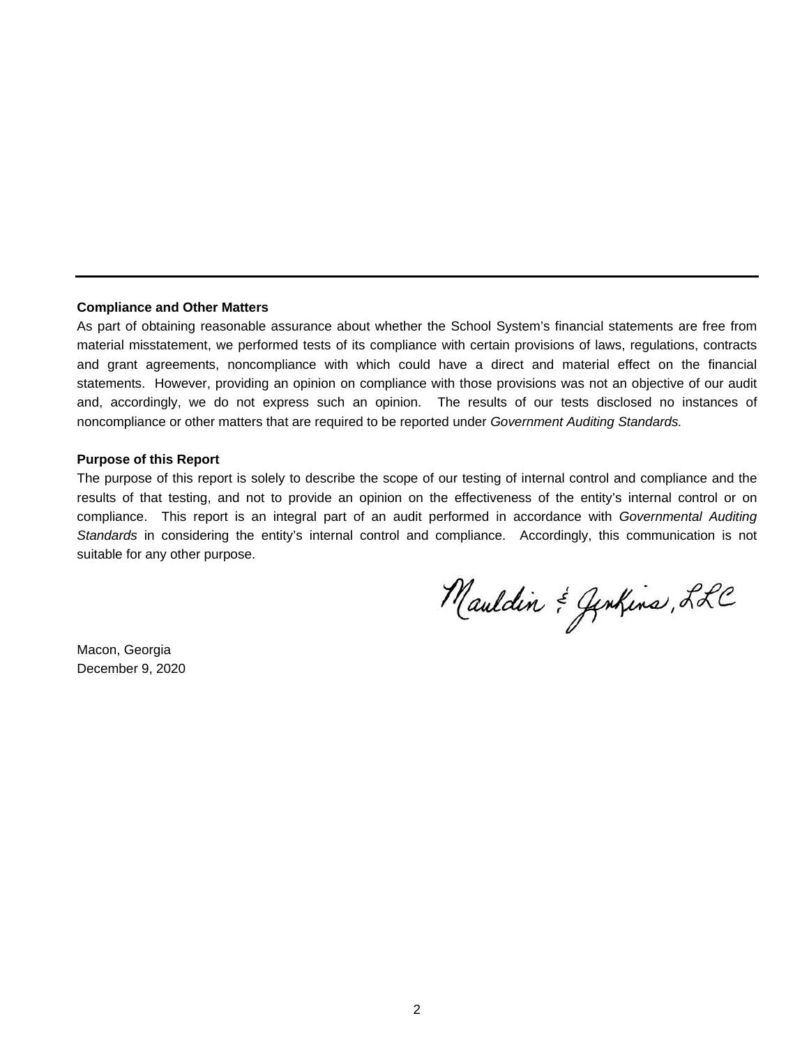---

**Compliance and Other Matters**

As part of obtaining reasonable assurance about whether the School System's financial statements are free from material misstatement, we performed tests of its compliance with certain provisions of laws, regulations, contracts and grant agreements, noncompliance with which could have a direct and material effect on the financial statements. However, providing an opinion on compliance with those provisions was not an objective of our audit and, accordingly, we do not express such an opinion. The results of our tests disclosed no instances of noncompliance or other matters that are required to be reported under *Government Auditing Standards.*

**Purpose of this Report**

The purpose of this report is solely to describe the scope of our testing of internal control and compliance and the results of that testing, and not to provide an opinion on the effectiveness of the entity's internal control or on compliance. This report is an integral part of an audit performed in accordance with *Governmental Auditing Standards* in considering the entity's internal control and compliance. Accordingly, this communication is not suitable for any other purpose.

Mauldin & Jenkins, LLC

Macon, Georgia
December 9, 2020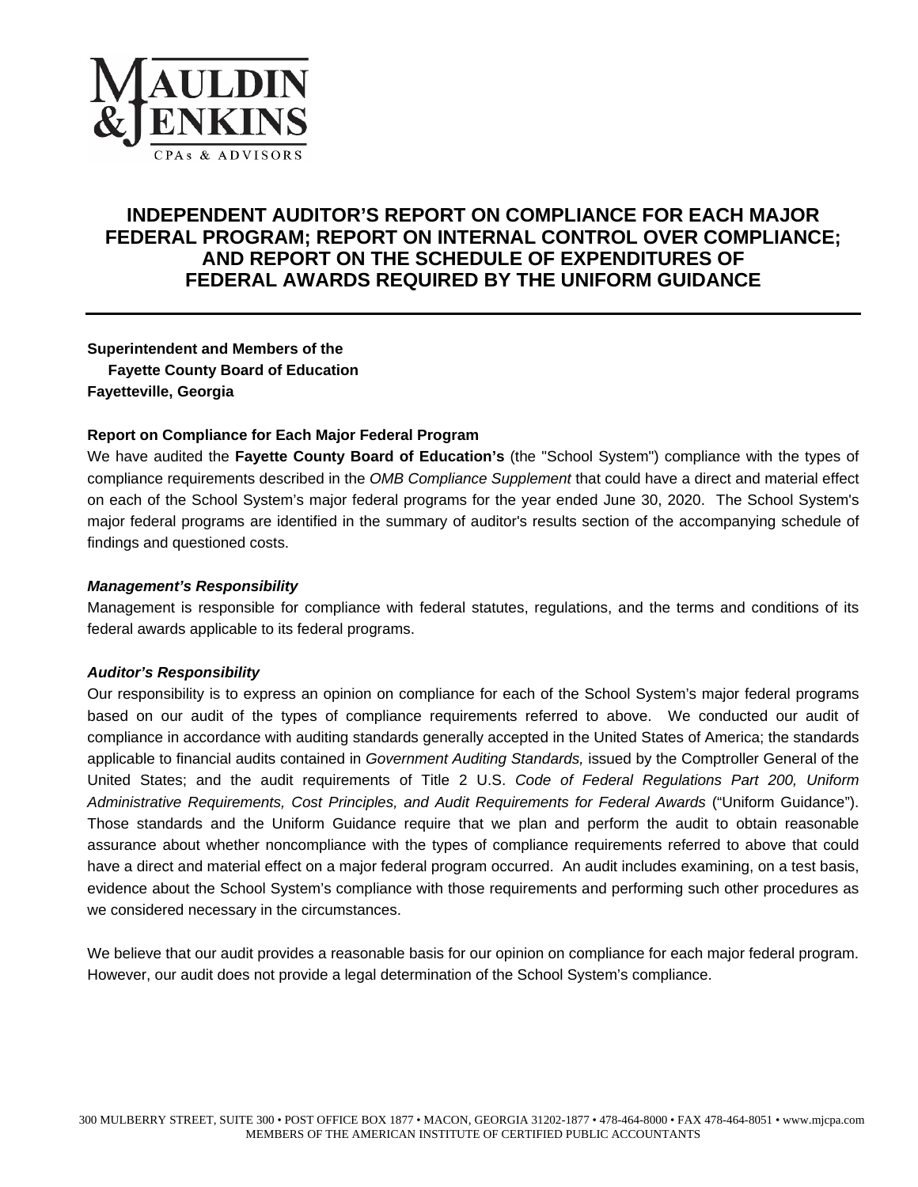# INDEPENDENT AUDITOR'S REPORT ON COMPLIANCE FOR EACH MAJOR FEDERAL PROGRAM; REPORT ON INTERNAL CONTROL OVER COMPLIANCE; AND REPORT ON THE SCHEDULE OF EXPENDITURES OF FEDERAL AWARDS REQUIRED BY THE UNIFORM GUIDANCE

**Superintendent and Members of the**
**Fayette County Board of Education**
**Fayetteville, Georgia**

**Report on Compliance for Each Major Federal Program**

We have audited the **Fayette County Board of Education's** (the "School System") compliance with the types of compliance requirements described in the *OMB Compliance Supplement* that could have a direct and material effect on each of the School System's major federal programs for the year ended June 30, 2020. The School System's major federal programs are identified in the summary of auditor's results section of the accompanying schedule of findings and questioned costs.

***Management's Responsibility***

Management is responsible for compliance with federal statutes, regulations, and the terms and conditions of its federal awards applicable to its federal programs.

***Auditor's Responsibility***

Our responsibility is to express an opinion on compliance for each of the School System's major federal programs based on our audit of the types of compliance requirements referred to above. We conducted our audit of compliance in accordance with auditing standards generally accepted in the United States of America; the standards applicable to financial audits contained in *Government Auditing Standards,* issued by the Comptroller General of the United States; and the audit requirements of Title 2 U.S. *Code of Federal Regulations Part 200, Uniform Administrative Requirements, Cost Principles, and Audit Requirements for Federal Awards* ("Uniform Guidance"). Those standards and the Uniform Guidance require that we plan and perform the audit to obtain reasonable assurance about whether noncompliance with the types of compliance requirements referred to above that could have a direct and material effect on a major federal program occurred. An audit includes examining, on a test basis, evidence about the School System's compliance with those requirements and performing such other procedures as we considered necessary in the circumstances.

We believe that our audit provides a reasonable basis for our opinion on compliance for each major federal program. However, our audit does not provide a legal determination of the School System's compliance.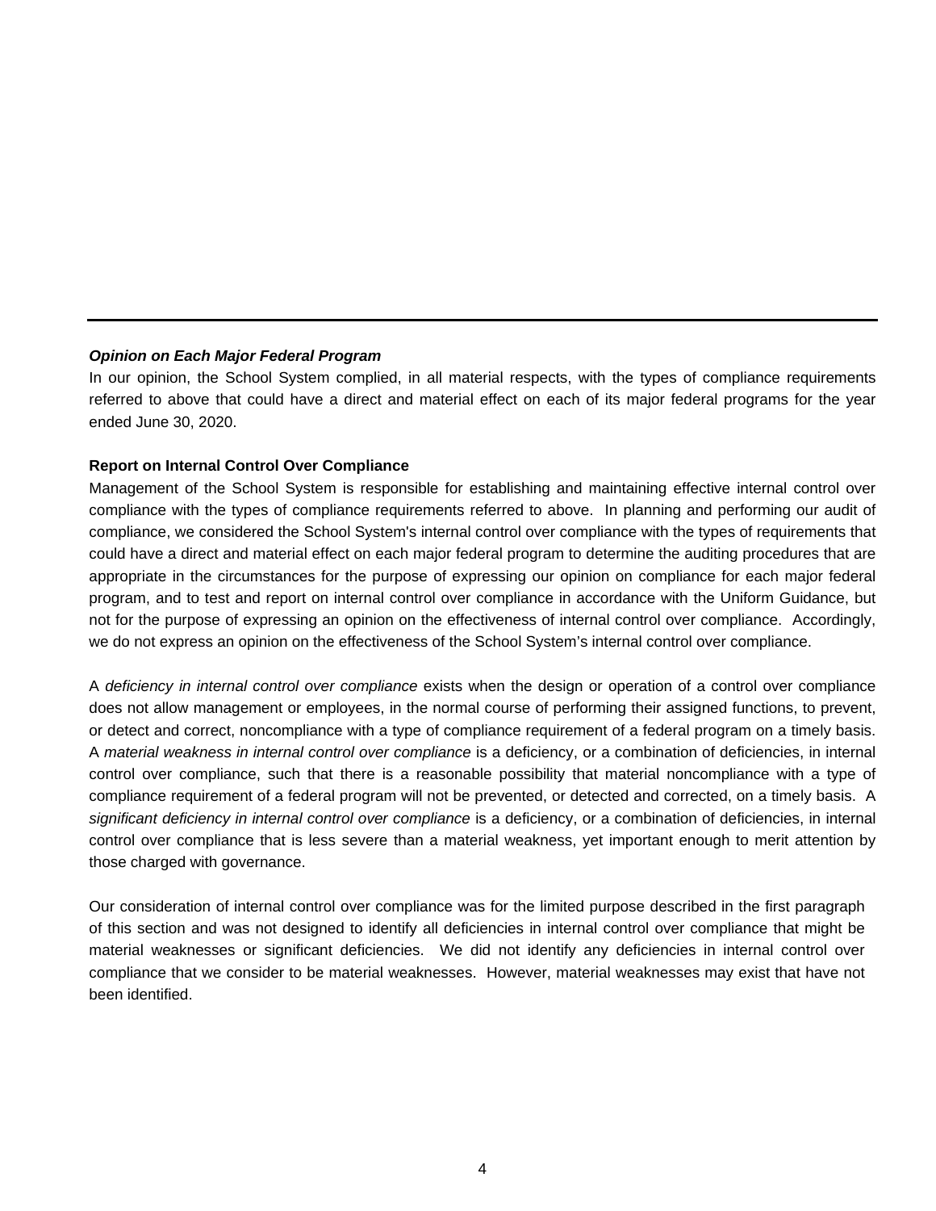***Opinion on Each Major Federal Program***

In our opinion, the School System complied, in all material respects, with the types of compliance requirements referred to above that could have a direct and material effect on each of its major federal programs for the year ended June 30, 2020.

**Report on Internal Control Over Compliance**

Management of the School System is responsible for establishing and maintaining effective internal control over compliance with the types of compliance requirements referred to above. In planning and performing our audit of compliance, we considered the School System's internal control over compliance with the types of requirements that could have a direct and material effect on each major federal program to determine the auditing procedures that are appropriate in the circumstances for the purpose of expressing our opinion on compliance for each major federal program, and to test and report on internal control over compliance in accordance with the Uniform Guidance, but not for the purpose of expressing an opinion on the effectiveness of internal control over compliance. Accordingly, we do not express an opinion on the effectiveness of the School System's internal control over compliance.

A *deficiency in internal control over compliance* exists when the design or operation of a control over compliance does not allow management or employees, in the normal course of performing their assigned functions, to prevent, or detect and correct, noncompliance with a type of compliance requirement of a federal program on a timely basis. A *material weakness in internal control over compliance* is a deficiency, or a combination of deficiencies, in internal control over compliance, such that there is a reasonable possibility that material noncompliance with a type of compliance requirement of a federal program will not be prevented, or detected and corrected, on a timely basis. A *significant deficiency in internal control over compliance* is a deficiency, or a combination of deficiencies, in internal control over compliance that is less severe than a material weakness, yet important enough to merit attention by those charged with governance.

Our consideration of internal control over compliance was for the limited purpose described in the first paragraph of this section and was not designed to identify all deficiencies in internal control over compliance that might be material weaknesses or significant deficiencies. We did not identify any deficiencies in internal control over compliance that we consider to be material weaknesses. However, material weaknesses may exist that have not been identified.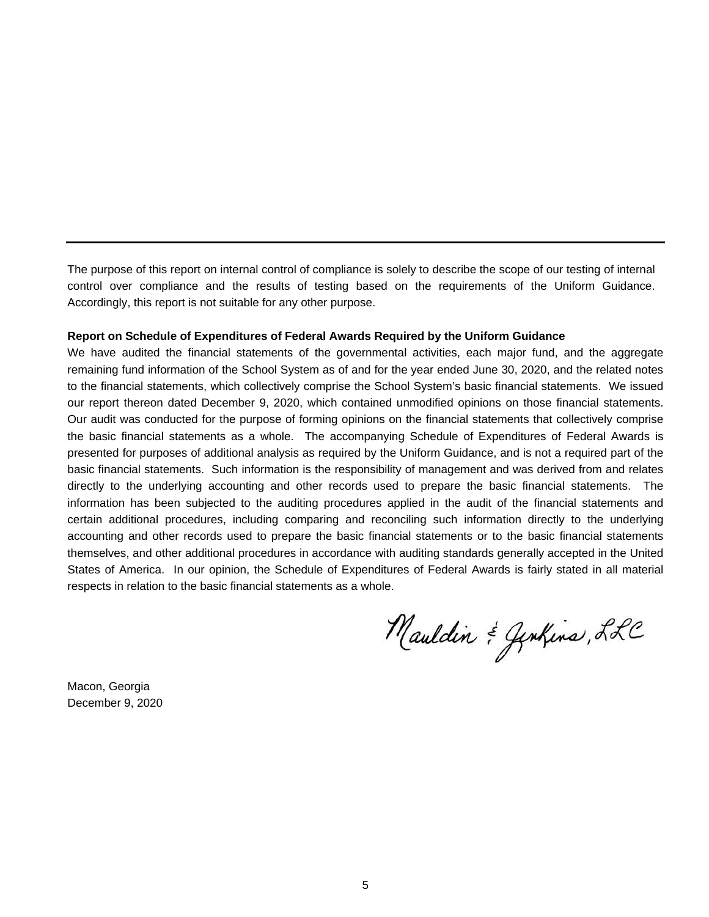The purpose of this report on internal control of compliance is solely to describe the scope of our testing of internal control over compliance and the results of testing based on the requirements of the Uniform Guidance. Accordingly, this report is not suitable for any other purpose.

**Report on Schedule of Expenditures of Federal Awards Required by the Uniform Guidance**

We have audited the financial statements of the governmental activities, each major fund, and the aggregate remaining fund information of the School System as of and for the year ended June 30, 2020, and the related notes to the financial statements, which collectively comprise the School System's basic financial statements. We issued our report thereon dated December 9, 2020, which contained unmodified opinions on those financial statements. Our audit was conducted for the purpose of forming opinions on the financial statements that collectively comprise the basic financial statements as a whole. The accompanying Schedule of Expenditures of Federal Awards is presented for purposes of additional analysis as required by the Uniform Guidance, and is not a required part of the basic financial statements. Such information is the responsibility of management and was derived from and relates directly to the underlying accounting and other records used to prepare the basic financial statements. The information has been subjected to the auditing procedures applied in the audit of the financial statements and certain additional procedures, including comparing and reconciling such information directly to the underlying accounting and other records used to prepare the basic financial statements or to the basic financial statements themselves, and other additional procedures in accordance with auditing standards generally accepted in the United States of America. In our opinion, the Schedule of Expenditures of Federal Awards is fairly stated in all material respects in relation to the basic financial statements as a whole.

Mauldin & Jenkins, LLC

Macon, Georgia
December 9, 2020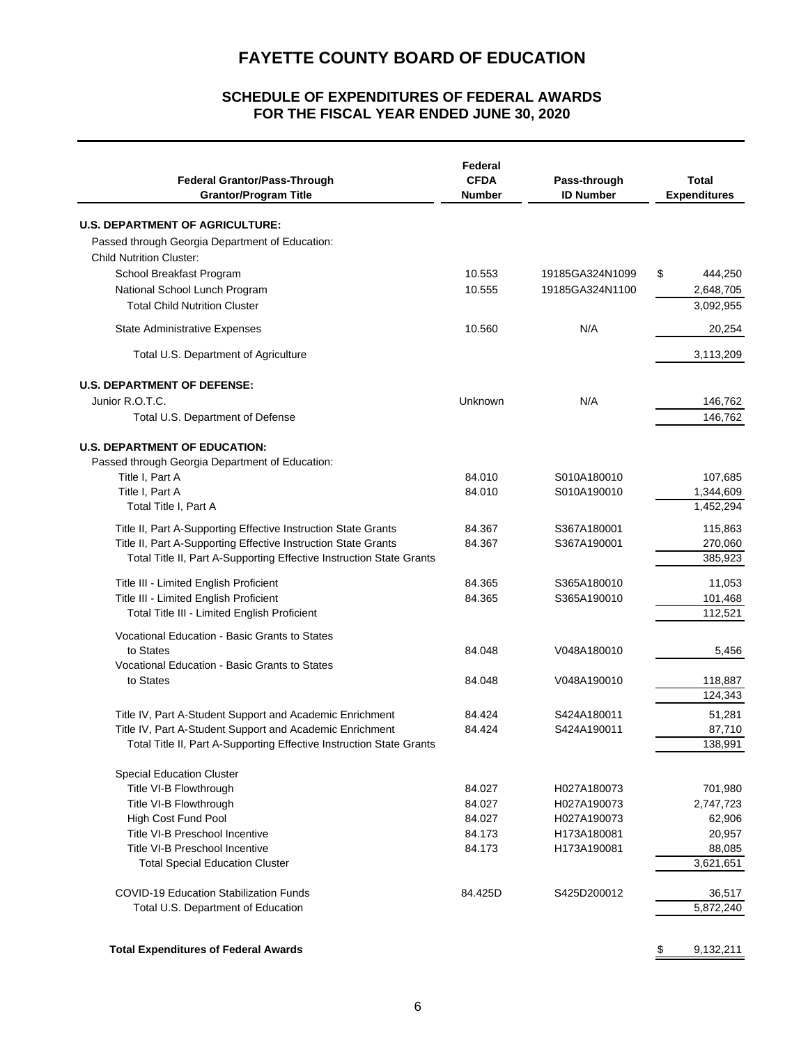# FAYETTE COUNTY BOARD OF EDUCATION

## SCHEDULE OF EXPENDITURES OF FEDERAL AWARDS
## FOR THE FISCAL YEAR ENDED JUNE 30, 2020

| Federal Grantor/Pass-Through Grantor/Program Title | Federal CFDA Number | Pass-through ID Number | Total Expenditures |
|---|---|---|---|
| **U.S. DEPARTMENT OF AGRICULTURE:** | | | |
| Passed through Georgia Department of Education: | | | |
| Child Nutrition Cluster: | | | |
| School Breakfast Program | 10.553 | 19185GA324N1099 | $ 444,250 |
| National School Lunch Program | 10.555 | 19185GA324N1100 | 2,648,705 |
| Total Child Nutrition Cluster | | | 3,092,955 |
| State Administrative Expenses | 10.560 | N/A | 20,254 |
| Total U.S. Department of Agriculture | | | 3,113,209 |
| **U.S. DEPARTMENT OF DEFENSE:** | | | |
| Junior R.O.T.C. | Unknown | N/A | 146,762 |
| Total U.S. Department of Defense | | | 146,762 |
| **U.S. DEPARTMENT OF EDUCATION:** | | | |
| Passed through Georgia Department of Education: | | | |
| Title I, Part A | 84.010 | S010A180010 | 107,685 |
| Title I, Part A | 84.010 | S010A190010 | 1,344,609 |
| Total Title I, Part A | | | 1,452,294 |
| Title II, Part A-Supporting Effective Instruction State Grants | 84.367 | S367A180001 | 115,863 |
| Title II, Part A-Supporting Effective Instruction State Grants | 84.367 | S367A190001 | 270,060 |
| Total Title II, Part A-Supporting Effective Instruction State Grants | | | 385,923 |
| Title III - Limited English Proficient | 84.365 | S365A180010 | 11,053 |
| Title III - Limited English Proficient | 84.365 | S365A190010 | 101,468 |
| Total Title III - Limited English Proficient | | | 112,521 |
| Vocational Education - Basic Grants to States to States | 84.048 | V048A180010 | 5,456 |
| Vocational Education - Basic Grants to States to States | 84.048 | V048A190010 | 118,887 |
| | | | 124,343 |
| Title IV, Part A-Student Support and Academic Enrichment | 84.424 | S424A180011 | 51,281 |
| Title IV, Part A-Student Support and Academic Enrichment | 84.424 | S424A190011 | 87,710 |
| Total Title II, Part A-Supporting Effective Instruction State Grants | | | 138,991 |
| Special Education Cluster | | | |
| Title VI-B Flowthrough | 84.027 | H027A180073 | 701,980 |
| Title VI-B Flowthrough | 84.027 | H027A190073 | 2,747,723 |
| High Cost Fund Pool | 84.027 | H027A190073 | 62,906 |
| Title VI-B Preschool Incentive | 84.173 | H173A180081 | 20,957 |
| Title VI-B Preschool Incentive | 84.173 | H173A190081 | 88,085 |
| Total Special Education Cluster | | | 3,621,651 |
| COVID-19 Education Stabilization Funds | 84.425D | S425D200012 | 36,517 |
| Total U.S. Department of Education | | | 5,872,240 |
| **Total Expenditures of Federal Awards** | | | $ 9,132,211 |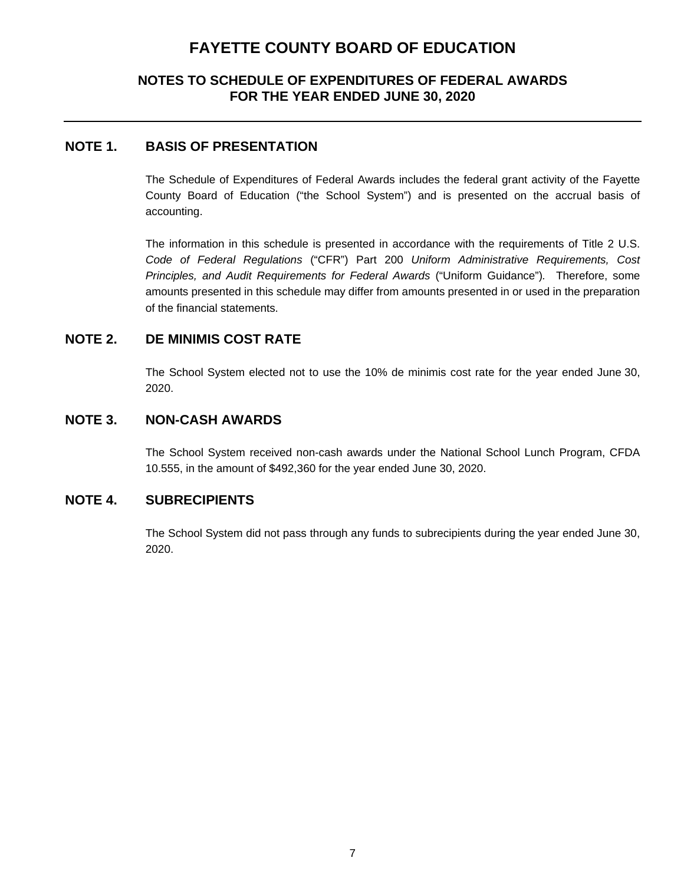# FAYETTE COUNTY BOARD OF EDUCATION

## NOTES TO SCHEDULE OF EXPENDITURES OF FEDERAL AWARDS FOR THE YEAR ENDED JUNE 30, 2020

---

### NOTE 1. BASIS OF PRESENTATION

The Schedule of Expenditures of Federal Awards includes the federal grant activity of the Fayette County Board of Education ("the School System") and is presented on the accrual basis of accounting.

The information in this schedule is presented in accordance with the requirements of Title 2 U.S. *Code of Federal Regulations* ("CFR") Part 200 *Uniform Administrative Requirements, Cost Principles, and Audit Requirements for Federal Awards* ("Uniform Guidance"). Therefore, some amounts presented in this schedule may differ from amounts presented in or used in the preparation of the financial statements.

### NOTE 2. DE MINIMIS COST RATE

The School System elected not to use the 10% de minimis cost rate for the year ended June 30, 2020.

### NOTE 3. NON-CASH AWARDS

The School System received non-cash awards under the National School Lunch Program, CFDA 10.555, in the amount of $492,360 for the year ended June 30, 2020.

### NOTE 4. SUBRECIPIENTS

The School System did not pass through any funds to subrecipients during the year ended June 30, 2020.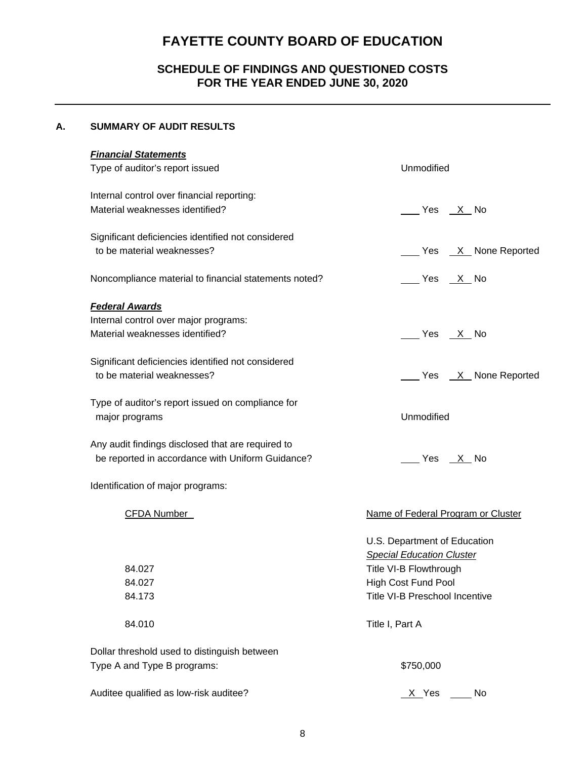# FAYETTE COUNTY BOARD OF EDUCATION

## SCHEDULE OF FINDINGS AND QUESTIONED COSTS
## FOR THE YEAR ENDED JUNE 30, 2020

---

### A. SUMMARY OF AUDIT RESULTS

***Financial Statements***

| | |
|---|---|
| Type of auditor's report issued | Unmodified |
| Internal control over financial reporting: | |
| Material weaknesses identified? | ___ Yes _X_ No |
| Significant deficiencies identified not considered to be material weaknesses? | ___ Yes _X_ None Reported |
| Noncompliance material to financial statements noted? | ___ Yes _X_ No |

***Federal Awards***

| | |
|---|---|
| Internal control over major programs: | |
| Material weaknesses identified? | ___ Yes _X_ No |
| Significant deficiencies identified not considered to be material weaknesses? | ___ Yes _X_ None Reported |
| Type of auditor's report issued on compliance for major programs | Unmodified |
| Any audit findings disclosed that are required to be reported in accordance with Uniform Guidance? | ___ Yes _X_ No |

Identification of major programs:

| CFDA Number | Name of Federal Program or Cluster |
|---|---|
| | U.S. Department of Education |
| | *Special Education Cluster* |
| 84.027 | Title VI-B Flowthrough |
| 84.027 | High Cost Fund Pool |
| 84.173 | Title VI-B Preschool Incentive |
| 84.010 | Title I, Part A |

| | |
|---|---|
| Dollar threshold used to distinguish between Type A and Type B programs: | $750,000 |
| Auditee qualified as low-risk auditee? | _X_ Yes ___ No |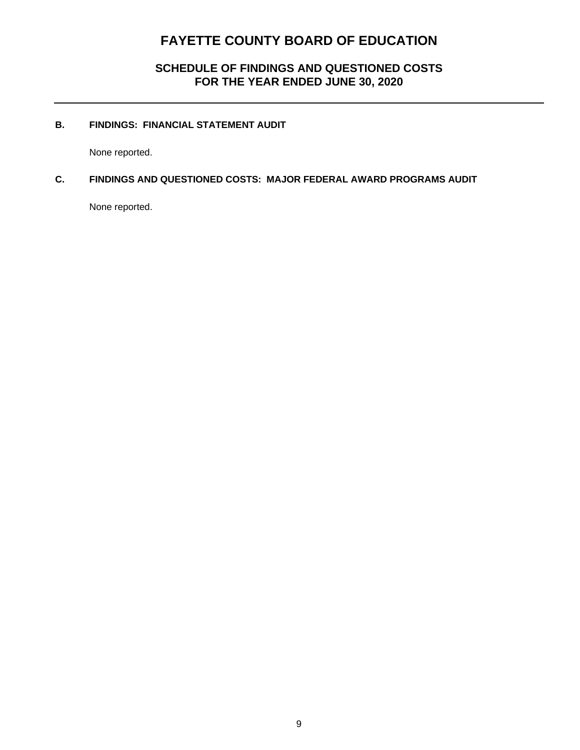# FAYETTE COUNTY BOARD OF EDUCATION

## SCHEDULE OF FINDINGS AND QUESTIONED COSTS
## FOR THE YEAR ENDED JUNE 30, 2020

---

### B. FINDINGS: FINANCIAL STATEMENT AUDIT

None reported.

### C. FINDINGS AND QUESTIONED COSTS: MAJOR FEDERAL AWARD PROGRAMS AUDIT

None reported.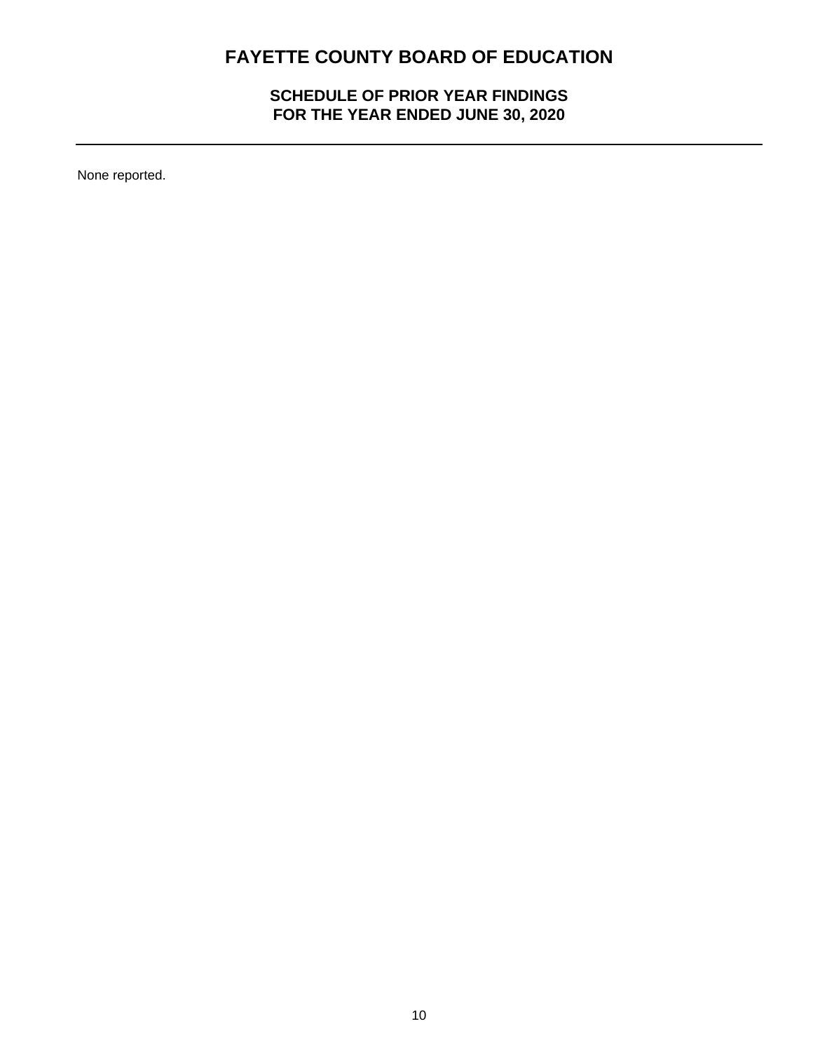# FAYETTE COUNTY BOARD OF EDUCATION

## SCHEDULE OF PRIOR YEAR FINDINGS
## FOR THE YEAR ENDED JUNE 30, 2020

---

None reported.